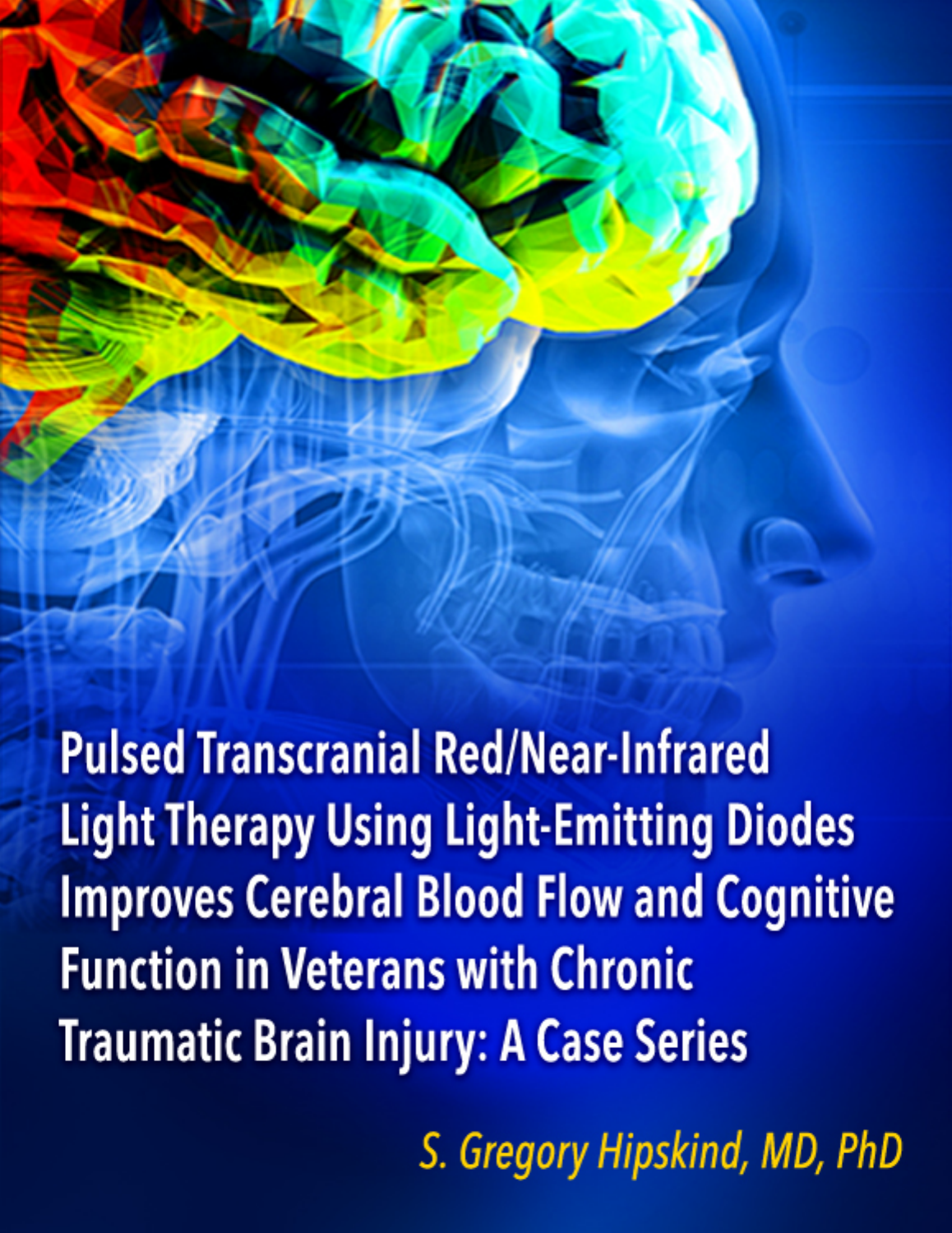# Pulsed Transcranial Red/Near-Infrared Light Therapy Using Light-Emitting Diodes Improves Cerebral Blood Flow and Cognitive Function in Veterans with Chronic Traumatic Brain Injury: A Case Series

*S. Gregory Hipskind, MD, PhD*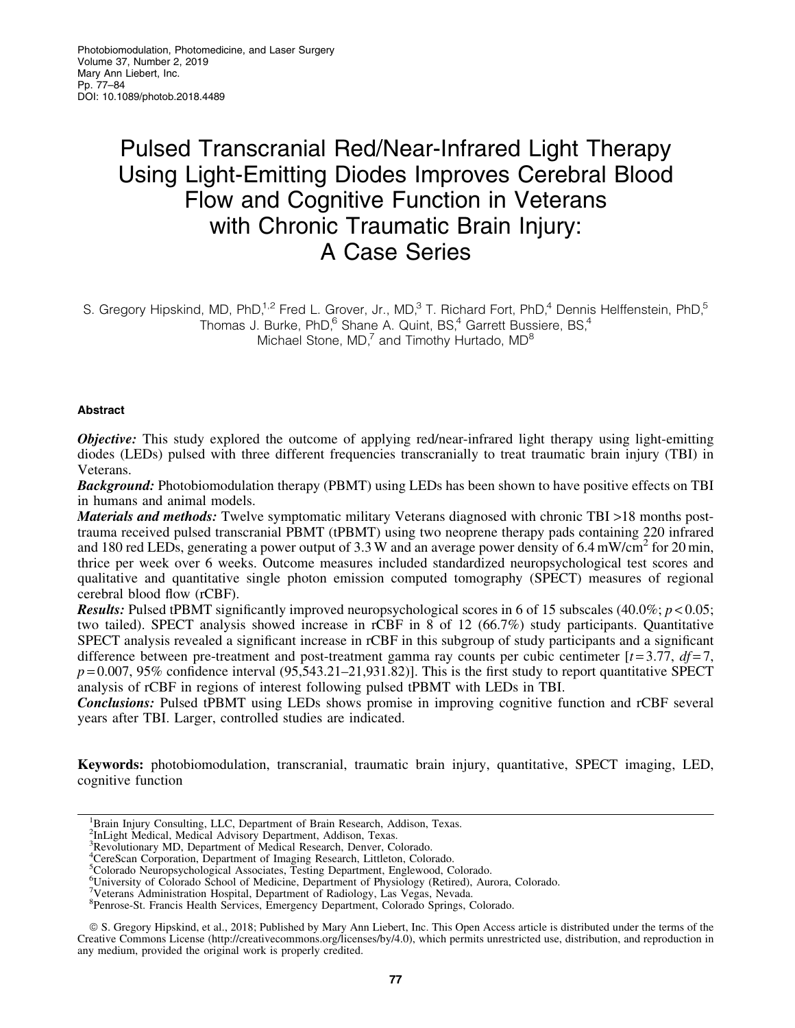# Pulsed Transcranial Red/Near-Infrared Light Therapy Using Light-Emitting Diodes Improves Cerebral Blood Flow and Cognitive Function in Veterans with Chronic Traumatic Brain Injury: A Case Series

S. Gregory Hipskind, MD, PhD,[1,2] Fred L. Grover, Jr., MD,[3] T. Richard Fort, PhD,[4] Dennis Helffenstein, PhD,[5] Thomas J. Burke, PhD,[6] Shane A. Quint, BS,[4] Garrett Bussiere, BS,[4] Michael Stone, MD,[7] and Timothy Hurtado, MD[8]

## Abstract

***Objective:*** This study explored the outcome of applying red/near-infrared light therapy using light-emitting diodes (LEDs) pulsed with three different frequencies transcranially to treat traumatic brain injury (TBI) in Veterans.

***Background:*** Photobiomodulation therapy (PBMT) using LEDs has been shown to have positive effects on TBI in humans and animal models.

***Materials and methods:*** Twelve symptomatic military Veterans diagnosed with chronic TBI >18 months post-trauma received pulsed transcranial PBMT (tPBMT) using two neoprene therapy pads containing 220 infrared and 180 red LEDs, generating a power output of 3.3 W and an average power density of 6.4 $mW/cm^2$ for 20 min, thrice per week over 6 weeks. Outcome measures included standardized neuropsychological test scores and qualitative and quantitative single photon emission computed tomography (SPECT) measures of regional cerebral blood flow (rCBF).

***Results:*** Pulsed tPBMT significantly improved neuropsychological scores in 6 of 15 subscales (40.0%; $p < 0.05$; two tailed). SPECT analysis showed increase in rCBF in 8 of 12 (66.7%) study participants. Quantitative SPECT analysis revealed a significant increase in rCBF in this subgroup of study participants and a significant difference between pre-treatment and post-treatment gamma ray counts per cubic centimeter [$t = 3.77$, $df = 7$, $p = 0.007$, 95% confidence interval (95,543.21–21,931.82)]. This is the first study to report quantitative SPECT analysis of rCBF in regions of interest following pulsed tPBMT with LEDs in TBI.

***Conclusions:*** Pulsed tPBMT using LEDs shows promise in improving cognitive function and rCBF several years after TBI. Larger, controlled studies are indicated.

**Keywords:** photobiomodulation, transcranial, traumatic brain injury, quantitative, SPECT imaging, LED, cognitive function

---

[1]Brain Injury Consulting, LLC, Department of Brain Research, Addison, Texas.
[2]InLight Medical, Medical Advisory Department, Addison, Texas.
[3]Revolutionary MD, Department of Medical Research, Denver, Colorado.
[4]CereScan Corporation, Department of Imaging Research, Littleton, Colorado.
[5]Colorado Neuropsychological Associates, Testing Department, Englewood, Colorado.
[6]University of Colorado School of Medicine, Department of Physiology (Retired), Aurora, Colorado.
[7]Veterans Administration Hospital, Department of Radiology, Las Vegas, Nevada.
[8]Penrose-St. Francis Health Services, Emergency Department, Colorado Springs, Colorado.

© S. Gregory Hipskind, et al., 2018; Published by Mary Ann Liebert, Inc. This Open Access article is distributed under the terms of the Creative Commons License (http://creativecommons.org/licenses/by/4.0), which permits unrestricted use, distribution, and reproduction in any medium, provided the original work is properly credited.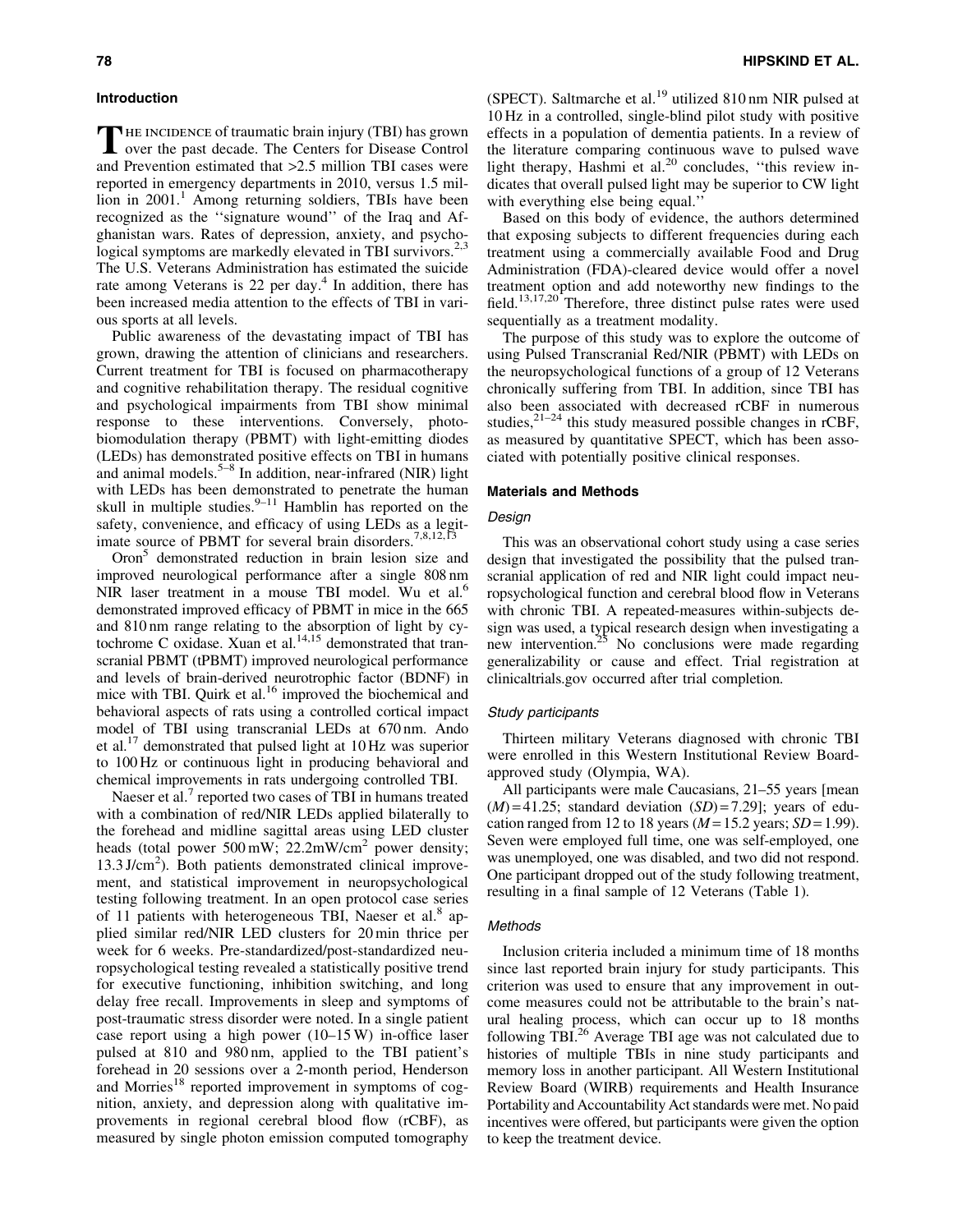## Introduction

The incidence of traumatic brain injury (TBI) has grown over the past decade. The Centers for Disease Control and Prevention estimated that >2.5 million TBI cases were reported in emergency departments in 2010, versus 1.5 million in 2001.[1] Among returning soldiers, TBIs have been recognized as the ''signature wound'' of the Iraq and Afghanistan wars. Rates of depression, anxiety, and psychological symptoms are markedly elevated in TBI survivors.[2,3] The U.S. Veterans Administration has estimated the suicide rate among Veterans is 22 per day.[4] In addition, there has been increased media attention to the effects of TBI in various sports at all levels.

Public awareness of the devastating impact of TBI has grown, drawing the attention of clinicians and researchers. Current treatment for TBI is focused on pharmacotherapy and cognitive rehabilitation therapy. The residual cognitive and psychological impairments from TBI show minimal response to these interventions. Conversely, photobiomodulation therapy (PBMT) with light-emitting diodes (LEDs) has demonstrated positive effects on TBI in humans and animal models.[5–8] In addition, near-infrared (NIR) light with LEDs has been demonstrated to penetrate the human skull in multiple studies.[9–11] Hamblin has reported on the safety, convenience, and efficacy of using LEDs as a legitimate source of PBMT for several brain disorders.[7,8,12,13]

Oron[5] demonstrated reduction in brain lesion size and improved neurological performance after a single 808 nm NIR laser treatment in a mouse TBI model. Wu et al.[6] demonstrated improved efficacy of PBMT in mice in the 665 and 810 nm range relating to the absorption of light by cytochrome C oxidase. Xuan et al.[14,15] demonstrated that transcranial PBMT (tPBMT) improved neurological performance and levels of brain-derived neurotrophic factor (BDNF) in mice with TBI. Quirk et al.[16] improved the biochemical and behavioral aspects of rats using a controlled cortical impact model of TBI using transcranial LEDs at 670 nm. Ando et al.[17] demonstrated that pulsed light at 10 Hz was superior to 100 Hz or continuous light in producing behavioral and chemical improvements in rats undergoing controlled TBI.

Naeser et al.[7] reported two cases of TBI in humans treated with a combination of red/NIR LEDs applied bilaterally to the forehead and midline sagittal areas using LED cluster heads (total power 500 mW; 22.2mW/cm$^2$ power density; 13.3 J/cm$^2$). Both patients demonstrated clinical improvement, and statistical improvement in neuropsychological testing following treatment. In an open protocol case series of 11 patients with heterogeneous TBI, Naeser et al.[8] applied similar red/NIR LED clusters for 20 min thrice per week for 6 weeks. Pre-standardized/post-standardized neuropsychological testing revealed a statistically positive trend for executive functioning, inhibition switching, and long delay free recall. Improvements in sleep and symptoms of post-traumatic stress disorder were noted. In a single patient case report using a high power (10–15 W) in-office laser pulsed at 810 and 980 nm, applied to the TBI patient's forehead in 20 sessions over a 2-month period, Henderson and Morries[18] reported improvement in symptoms of cognition, anxiety, and depression along with qualitative improvements in regional cerebral blood flow (rCBF), as measured by single photon emission computed tomography (SPECT). Saltmarche et al.[19] utilized 810 nm NIR pulsed at 10 Hz in a controlled, single-blind pilot study with positive effects in a population of dementia patients. In a review of the literature comparing continuous wave to pulsed wave light therapy, Hashmi et al.[20] concludes, ''this review indicates that overall pulsed light may be superior to CW light with everything else being equal.''

Based on this body of evidence, the authors determined that exposing subjects to different frequencies during each treatment using a commercially available Food and Drug Administration (FDA)-cleared device would offer a novel treatment option and add noteworthy new findings to the field.[13,17,20] Therefore, three distinct pulse rates were used sequentially as a treatment modality.

The purpose of this study was to explore the outcome of using Pulsed Transcranial Red/NIR (PBMT) with LEDs on the neuropsychological functions of a group of 12 Veterans chronically suffering from TBI. In addition, since TBI has also been associated with decreased rCBF in numerous studies,[21–24] this study measured possible changes in rCBF, as measured by quantitative SPECT, which has been associated with potentially positive clinical responses.

## Materials and Methods

### Design

This was an observational cohort study using a case series design that investigated the possibility that the pulsed transcranial application of red and NIR light could impact neuropsychological function and cerebral blood flow in Veterans with chronic TBI. A repeated-measures within-subjects design was used, a typical research design when investigating a new intervention.[25] No conclusions were made regarding generalizability or cause and effect. Trial registration at clinicaltrials.gov occurred after trial completion.

### Study participants

Thirteen military Veterans diagnosed with chronic TBI were enrolled in this Western Institutional Review Board-approved study (Olympia, WA).

All participants were male Caucasians, 21–55 years [mean $(M) = 41.25$; standard deviation $(SD) = 7.29$]; years of education ranged from 12 to 18 years ($M = 15.2$ years; $SD = 1.99$). Seven were employed full time, one was self-employed, one was unemployed, one was disabled, and two did not respond. One participant dropped out of the study following treatment, resulting in a final sample of 12 Veterans (Table 1).

### Methods

Inclusion criteria included a minimum time of 18 months since last reported brain injury for study participants. This criterion was used to ensure that any improvement in outcome measures could not be attributable to the brain's natural healing process, which can occur up to 18 months following TBI.[26] Average TBI age was not calculated due to histories of multiple TBIs in nine study participants and memory loss in another participant. All Western Institutional Review Board (WIRB) requirements and Health Insurance Portability and Accountability Act standards were met. No paid incentives were offered, but participants were given the option to keep the treatment device.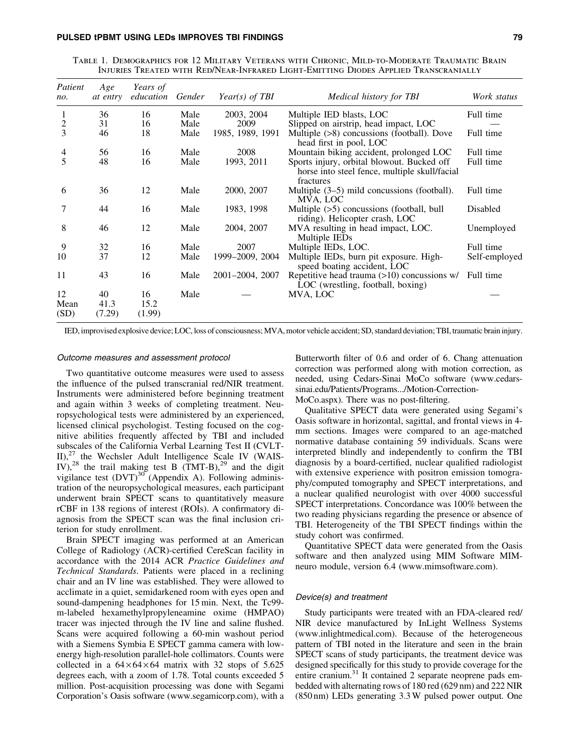Table 1. Demographics for 12 Military Veterans with Chronic, Mild-to-Moderate Traumatic Brain Injuries Treated with Red/Near-Infrared Light-Emitting Diodes Applied Transcranially

| Patient no. | Age at entry | Years of education | Gender | Year(s) of TBI | Medical history for TBI | Work status |
|---|---|---|---|---|---|---|
| 1 | 36 | 16 | Male | 2003, 2004 | Multiple IED blasts, LOC | Full time |
| 2 | 31 | 16 | Male | 2009 | Slipped on airstrip, head impact, LOC | — |
| 3 | 46 | 18 | Male | 1985, 1989, 1991 | Multiple (>8) concussions (football). Dove head first in pool, LOC | Full time |
| 4 | 56 | 16 | Male | 2008 | Mountain biking accident, prolonged LOC | Full time |
| 5 | 48 | 16 | Male | 1993, 2011 | Sports injury, orbital blowout. Bucked off horse into steel fence, multiple skull/facial fractures | Full time |
| 6 | 36 | 12 | Male | 2000, 2007 | Multiple (3–5) mild concussions (football). MVA, LOC | Full time |
| 7 | 44 | 16 | Male | 1983, 1998 | Multiple (>5) concussions (football, bull riding). Helicopter crash, LOC | Disabled |
| 8 | 46 | 12 | Male | 2004, 2007 | MVA resulting in head impact, LOC. Multiple IEDs | Unemployed |
| 9 | 32 | 16 | Male | 2007 | Multiple IEDs, LOC. | Full time |
| 10 | 37 | 12 | Male | 1999–2009, 2004 | Multiple IEDs, burn pit exposure. High-speed boating accident, LOC | Self-employed |
| 11 | 43 | 16 | Male | 2001–2004, 2007 | Repetitive head trauma (>10) concussions w/ LOC (wrestling, football, boxing) | Full time |
| 12 | 40 | 16 | Male | — | MVA, LOC | — |
| Mean | 41.3 | 15.2 | | | | |
| (SD) | (7.29) | (1.99) | | | | |

IED, improvised explosive device; LOC, loss of consciousness; MVA, motor vehicle accident; SD, standard deviation; TBI, traumatic brain injury.

### *Outcome measures and assessment protocol*

Two quantitative outcome measures were used to assess the influence of the pulsed transcranial red/NIR treatment. Instruments were administered before beginning treatment and again within 3 weeks of completing treatment. Neuropsychological tests were administered by an experienced, licensed clinical psychologist. Testing focused on the cognitive abilities frequently affected by TBI and included subscales of the California Verbal Learning Test II (CVLT-II),[27] the Wechsler Adult Intelligence Scale IV (WAIS-IV),[28] the trail making test B (TMT-B),[29] and the digit vigilance test (DVT)[30] (Appendix A). Following administration of the neuropsychological measures, each participant underwent brain SPECT scans to quantitatively measure rCBF in 138 regions of interest (ROIs). A confirmatory diagnosis from the SPECT scan was the final inclusion criterion for study enrollment.

Brain SPECT imaging was performed at an American College of Radiology (ACR)-certified CereScan facility in accordance with the 2014 ACR *Practice Guidelines and Technical Standards*. Patients were placed in a reclining chair and an IV line was established. They were allowed to acclimate in a quiet, semidarkened room with eyes open and sound-dampening headphones for 15 min. Next, the Tc99-m-labeled hexamethylpropyleneamine oxime (HMPAO) tracer was injected through the IV line and saline flushed. Scans were acquired following a 60-min washout period with a Siemens Symbia E SPECT gamma camera with low-energy high-resolution parallel-hole collimators. Counts were collected in a $64 \times 64 \times 64$ matrix with 32 stops of 5.625 degrees each, with a zoom of 1.78. Total counts exceeded 5 million. Post-acquisition processing was done with Segami Corporation's Oasis software (www.segamicorp.com), with a Butterworth filter of 0.6 and order of 6. Chang attenuation correction was performed along with motion correction, as needed, using Cedars-Sinai MoCo software (www.cedars-sinai.edu/Patients/Programs.../Motion-Correction-MoCo.aspx). There was no post-filtering.

Qualitative SPECT data were generated using Segami's Oasis software in horizontal, sagittal, and frontal views in 4-mm sections. Images were compared to an age-matched normative database containing 59 individuals. Scans were interpreted blindly and independently to confirm the TBI diagnosis by a board-certified, nuclear qualified radiologist with extensive experience with positron emission tomography/computed tomography and SPECT interpretations, and a nuclear qualified neurologist with over 4000 successful SPECT interpretations. Concordance was 100% between the two reading physicians regarding the presence or absence of TBI. Heterogeneity of the TBI SPECT findings within the study cohort was confirmed.

Quantitative SPECT data were generated from the Oasis software and then analyzed using MIM Software MIM-neuro module, version 6.4 (www.mimsoftware.com).

### *Device(s) and treatment*

Study participants were treated with an FDA-cleared red/NIR device manufactured by InLight Wellness Systems (www.inlightmedical.com). Because of the heterogeneous pattern of TBI noted in the literature and seen in the brain SPECT scans of study participants, the treatment device was designed specifically for this study to provide coverage for the entire cranium.[31] It contained 2 separate neoprene pads embedded with alternating rows of 180 red (629 nm) and 222 NIR (850 nm) LEDs generating 3.3 W pulsed power output. One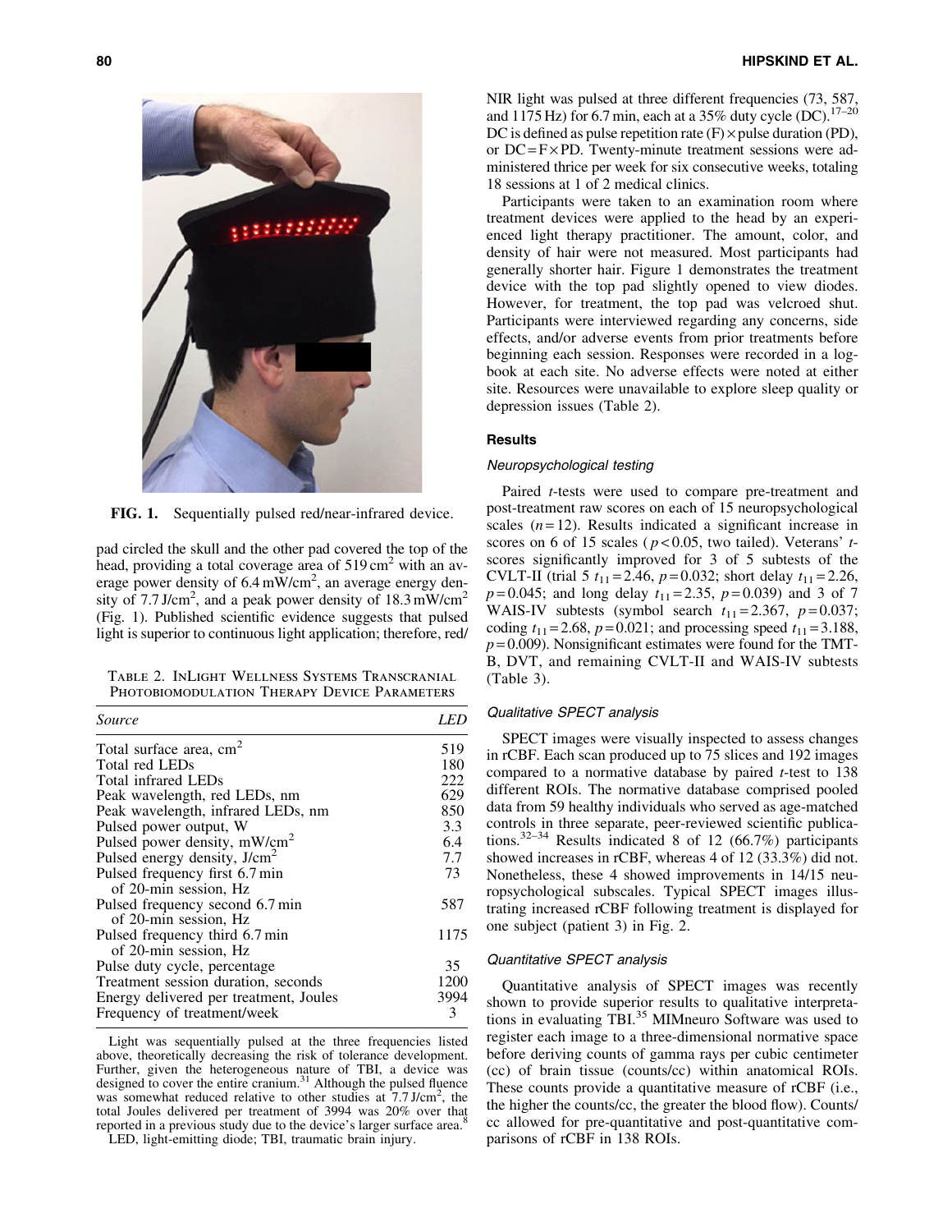FIG. 1. Sequentially pulsed red/near-infrared device.

pad circled the skull and the other pad covered the top of the head, providing a total coverage area of 519 $cm^2$ with an average power density of 6.4 $mW/cm^2$, an average energy density of 7.7 $J/cm^2$, and a peak power density of 18.3 $mW/cm^2$ (Fig. 1). Published scientific evidence suggests that pulsed light is superior to continuous light application; therefore, red/NIR light was pulsed at three different frequencies (73, 587, and 1175 Hz) for 6.7 min, each at a 35% duty cycle (DC).[17–20] DC is defined as pulse repetition rate (F) × pulse duration (PD), or DC = F × PD. Twenty-minute treatment sessions were administered thrice per week for six consecutive weeks, totaling 18 sessions at 1 of 2 medical clinics.

Table 2. InLight Wellness Systems Transcranial Photobiomodulation Therapy Device Parameters

| *Source* | *LED* |
|---|---|
| Total surface area, $cm^2$ | 519 |
| Total red LEDs | 180 |
| Total infrared LEDs | 222 |
| Peak wavelength, red LEDs, nm | 629 |
| Peak wavelength, infrared LEDs, nm | 850 |
| Pulsed power output, W | 3.3 |
| Pulsed power density, $mW/cm^2$ | 6.4 |
| Pulsed energy density, $J/cm^2$ | 7.7 |
| Pulsed frequency first 6.7 min of 20-min session, Hz | 73 |
| Pulsed frequency second 6.7 min of 20-min session, Hz | 587 |
| Pulsed frequency third 6.7 min of 20-min session, Hz | 1175 |
| Pulse duty cycle, percentage | 35 |
| Treatment session duration, seconds | 1200 |
| Energy delivered per treatment, Joules | 3994 |
| Frequency of treatment/week | 3 |

Light was sequentially pulsed at the three frequencies listed above, theoretically decreasing the risk of tolerance development. Further, given the heterogeneous nature of TBI, a device was designed to cover the entire cranium.[31] Although the pulsed fluence was somewhat reduced relative to other studies at 7.7 $J/cm^2$, the total Joules delivered per treatment of 3994 was 20% over that reported in a previous study due to the device's larger surface area.[8]

LED, light-emitting diode; TBI, traumatic brain injury.

Participants were taken to an examination room where treatment devices were applied to the head by an experienced light therapy practitioner. The amount, color, and density of hair were not measured. Most participants had generally shorter hair. Figure 1 demonstrates the treatment device with the top pad slightly opened to view diodes. However, for treatment, the top pad was velcroed shut. Participants were interviewed regarding any concerns, side effects, and/or adverse events from prior treatments before beginning each session. Responses were recorded in a logbook at each site. No adverse effects were noted at either site. Resources were unavailable to explore sleep quality or depression issues (Table 2).

## Results

### *Neuropsychological testing*

Paired *t*-tests were used to compare pre-treatment and post-treatment raw scores on each of 15 neuropsychological scales ($n = 12$). Results indicated a significant increase in scores on 6 of 15 scales ($p < 0.05$, two tailed). Veterans' *t*-scores significantly improved for 3 of 5 subtests of the CVLT-II (trial 5 $t_{11} = 2.46$, $p = 0.032$; short delay $t_{11} = 2.26$, $p = 0.045$; and long delay $t_{11} = 2.35$, $p = 0.039$) and 3 of 7 WAIS-IV subtests (symbol search $t_{11} = 2.367$, $p = 0.037$; coding $t_{11} = 2.68$, $p = 0.021$; and processing speed $t_{11} = 3.188$, $p = 0.009$). Nonsignificant estimates were found for the TMT-B, DVT, and remaining CVLT-II and WAIS-IV subtests (Table 3).

### *Qualitative SPECT analysis*

SPECT images were visually inspected to assess changes in rCBF. Each scan produced up to 75 slices and 192 images compared to a normative database by paired *t*-test to 138 different ROIs. The normative database comprised pooled data from 59 healthy individuals who served as age-matched controls in three separate, peer-reviewed scientific publications.[32–34] Results indicated 8 of 12 (66.7%) participants showed increases in rCBF, whereas 4 of 12 (33.3%) did not. Nonetheless, these 4 showed improvements in 14/15 neuropsychological subscales. Typical SPECT images illustrating increased rCBF following treatment is displayed for one subject (patient 3) in Fig. 2.

### *Quantitative SPECT analysis*

Quantitative analysis of SPECT images was recently shown to provide superior results to qualitative interpretations in evaluating TBI.[35] MIMneuro Software was used to register each image to a three-dimensional normative space before deriving counts of gamma rays per cubic centimeter (cc) of brain tissue (counts/cc) within anatomical ROIs. These counts provide a quantitative measure of rCBF (i.e., the higher the counts/cc, the greater the blood flow). Counts/cc allowed for pre-quantitative and post-quantitative comparisons of rCBF in 138 ROIs.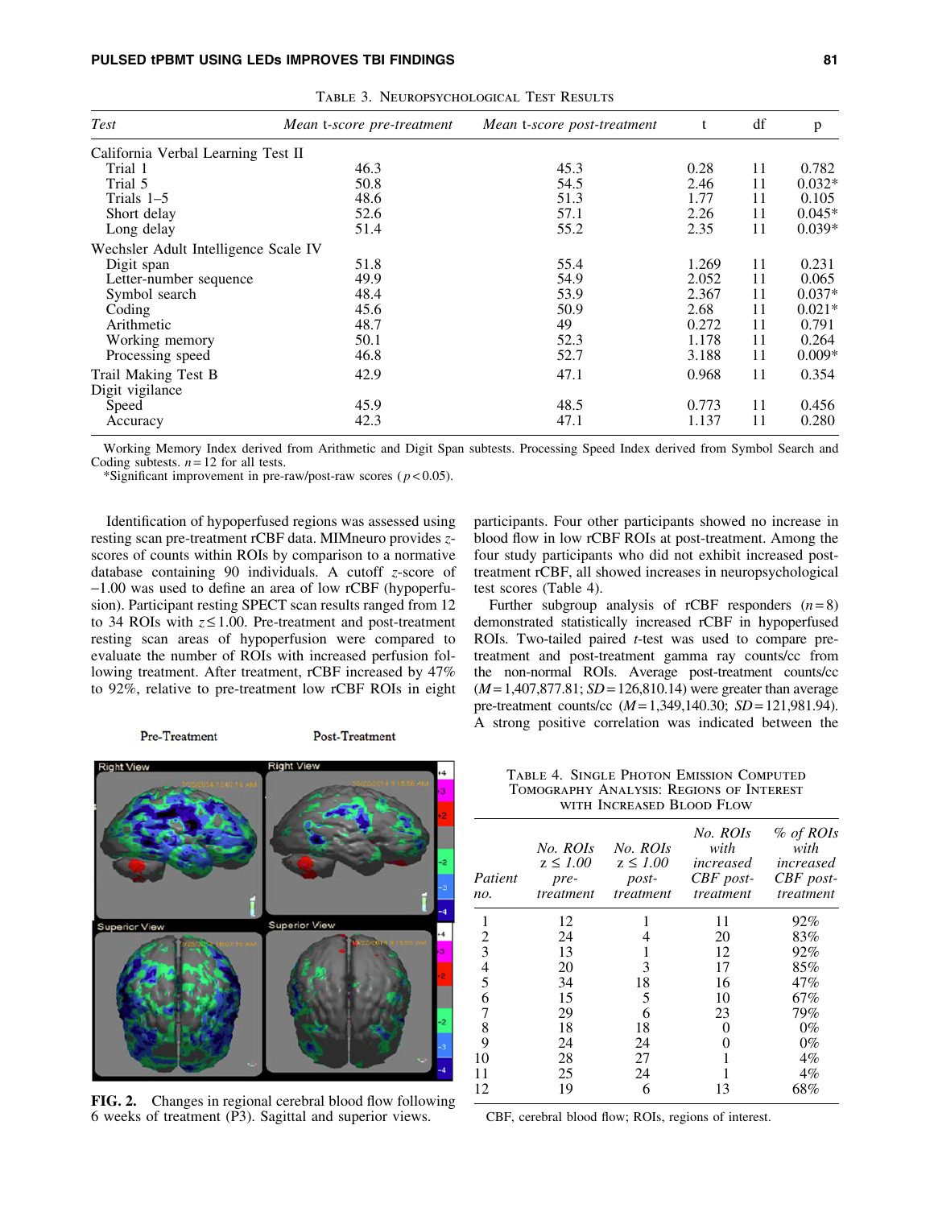Table 3. Neuropsychological Test Results

| *Test* | *Mean* t-*score pre-treatment* | *Mean* t-*score post-treatment* | t | df | p |
|---|---|---|---|---|---|
| California Verbal Learning Test II | | | | | |
| Trial 1 | 46.3 | 45.3 | 0.28 | 11 | 0.782 |
| Trial 5 | 50.8 | 54.5 | 2.46 | 11 | 0.032* |
| Trials 1–5 | 48.6 | 51.3 | 1.77 | 11 | 0.105 |
| Short delay | 52.6 | 57.1 | 2.26 | 11 | 0.045* |
| Long delay | 51.4 | 55.2 | 2.35 | 11 | 0.039* |
| Wechsler Adult Intelligence Scale IV | | | | | |
| Digit span | 51.8 | 55.4 | 1.269 | 11 | 0.231 |
| Letter-number sequence | 49.9 | 54.9 | 2.052 | 11 | 0.065 |
| Symbol search | 48.4 | 53.9 | 2.367 | 11 | 0.037* |
| Coding | 45.6 | 50.9 | 2.68 | 11 | 0.021* |
| Arithmetic | 48.7 | 49 | 0.272 | 11 | 0.791 |
| Working memory | 50.1 | 52.3 | 1.178 | 11 | 0.264 |
| Processing speed | 46.8 | 52.7 | 3.188 | 11 | 0.009* |
| Trail Making Test B | 42.9 | 47.1 | 0.968 | 11 | 0.354 |
| Digit vigilance | | | | | |
| Speed | 45.9 | 48.5 | 0.773 | 11 | 0.456 |
| Accuracy | 42.3 | 47.1 | 1.137 | 11 | 0.280 |

Working Memory Index derived from Arithmetic and Digit Span subtests. Processing Speed Index derived from Symbol Search and Coding subtests. $n = 12$ for all tests.

*Significant improvement in pre-raw/post-raw scores ($p < 0.05$).

Identification of hypoperfused regions was assessed using resting scan pre-treatment rCBF data. MIMneuro provides *z*-scores of counts within ROIs by comparison to a normative database containing 90 individuals. A cutoff *z*-score of −1.00 was used to define an area of low rCBF (hypoperfusion). Participant resting SPECT scan results ranged from 12 to 34 ROIs with $z \leq 1.00$. Pre-treatment and post-treatment resting scan areas of hypoperfusion were compared to evaluate the number of ROIs with increased perfusion following treatment. After treatment, rCBF increased by 47% to 92%, relative to pre-treatment low rCBF ROIs in eight participants. Four other participants showed no increase in blood flow in low rCBF ROIs at post-treatment. Among the four study participants who did not exhibit increased post-treatment rCBF, all showed increases in neuropsychological test scores (Table 4).

Further subgroup analysis of rCBF responders ($n = 8$) demonstrated statistically increased rCBF in hypoperfused ROIs. Two-tailed paired *t*-test was used to compare pre-treatment and post-treatment gamma ray counts/cc from the non-normal ROIs. Average post-treatment counts/cc ($M = 1{,}407{,}877.81$; $SD = 126{,}810.14$) were greater than average pre-treatment counts/cc ($M = 1{,}349{,}140.30$; $SD = 121{,}981.94$). A strong positive correlation was indicated between the

**FIG. 2.** Changes in regional cerebral blood flow following 6 weeks of treatment (P3). Sagittal and superior views.

Table 4. Single Photon Emission Computed Tomography Analysis: Regions of Interest with Increased Blood Flow

| *Patient no.* | *No. ROIs* $z \leq 1.00$ *pre-treatment* | *No. ROIs* $z \leq 1.00$ *post-treatment* | *No. ROIs with increased CBF post-treatment* | *% of ROIs with increased CBF post-treatment* |
|---|---|---|---|---|
| 1 | 12 | 1 | 11 | 92% |
| 2 | 24 | 4 | 20 | 83% |
| 3 | 13 | 1 | 12 | 92% |
| 4 | 20 | 3 | 17 | 85% |
| 5 | 34 | 18 | 16 | 47% |
| 6 | 15 | 5 | 10 | 67% |
| 7 | 29 | 6 | 23 | 79% |
| 8 | 18 | 18 | 0 | 0% |
| 9 | 24 | 24 | 0 | 0% |
| 10 | 28 | 27 | 1 | 4% |
| 11 | 25 | 24 | 1 | 4% |
| 12 | 19 | 6 | 13 | 68% |

CBF, cerebral blood flow; ROIs, regions of interest.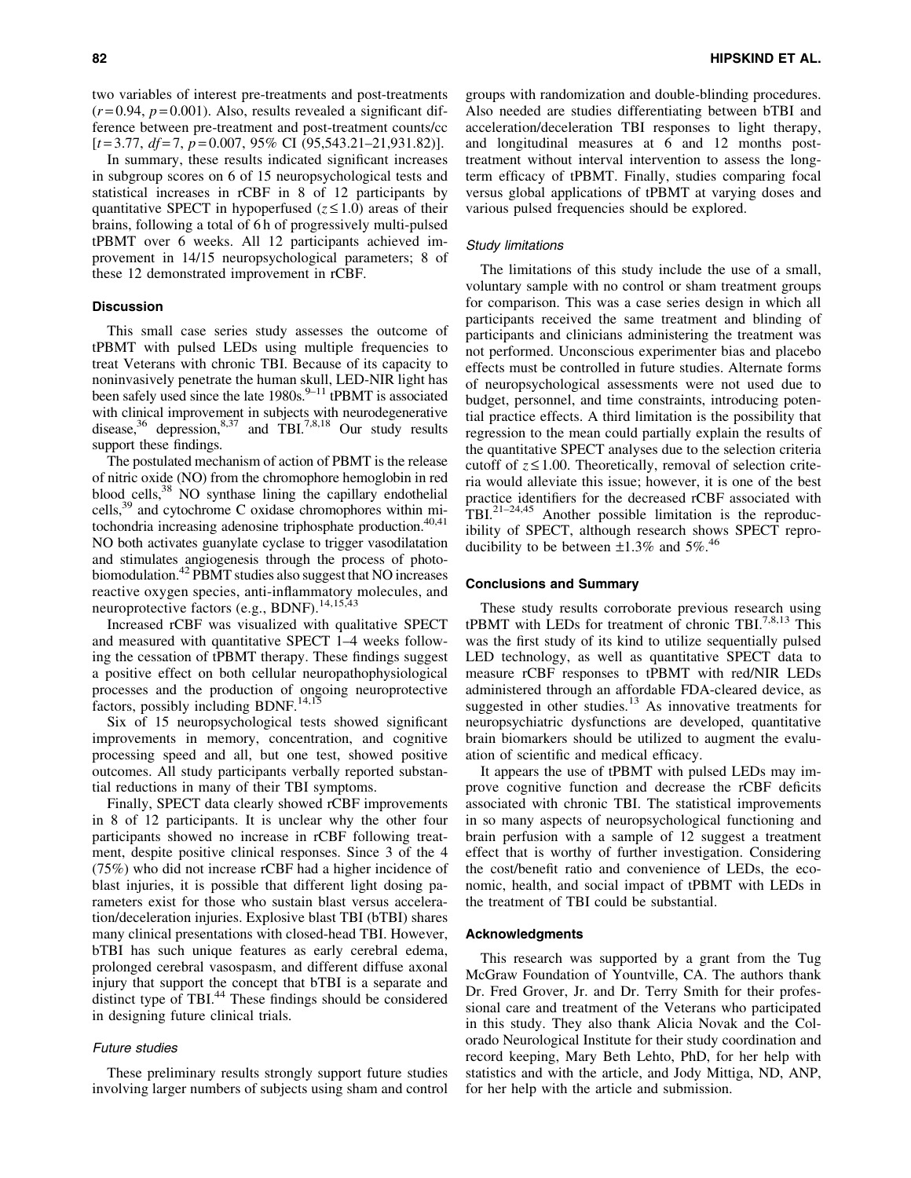two variables of interest pre-treatments and post-treatments ($r = 0.94$, $p = 0.001$). Also, results revealed a significant difference between pre-treatment and post-treatment counts/cc [$t = 3.77$, $df = 7$, $p = 0.007$, 95% CI (95,543.21–21,931.82)].

In summary, these results indicated significant increases in subgroup scores on 6 of 15 neuropsychological tests and statistical increases in rCBF in 8 of 12 participants by quantitative SPECT in hypoperfused ($z \leq 1.0$) areas of their brains, following a total of 6 h of progressively multi-pulsed tPBMT over 6 weeks. All 12 participants achieved improvement in 14/15 neuropsychological parameters; 8 of these 12 demonstrated improvement in rCBF.

## Discussion

This small case series study assesses the outcome of tPBMT with pulsed LEDs using multiple frequencies to treat Veterans with chronic TBI. Because of its capacity to noninvasively penetrate the human skull, LED-NIR light has been safely used since the late 1980s.[9–11] tPBMT is associated with clinical improvement in subjects with neurodegenerative disease,[36] depression,[8,37] and TBI.[7,8,18] Our study results support these findings.

The postulated mechanism of action of PBMT is the release of nitric oxide (NO) from the chromophore hemoglobin in red blood cells,[38] NO synthase lining the capillary endothelial cells,[39] and cytochrome C oxidase chromophores within mitochondria increasing adenosine triphosphate production.[40,41] NO both activates guanylate cyclase to trigger vasodilatation and stimulates angiogenesis through the process of photobiomodulation.[42] PBMT studies also suggest that NO increases reactive oxygen species, anti-inflammatory molecules, and neuroprotective factors (e.g., BDNF).[14,15,43]

Increased rCBF was visualized with qualitative SPECT and measured with quantitative SPECT 1–4 weeks following the cessation of tPBMT therapy. These findings suggest a positive effect on both cellular neuropathophysiological processes and the production of ongoing neuroprotective factors, possibly including BDNF.[14,15]

Six of 15 neuropsychological tests showed significant improvements in memory, concentration, and cognitive processing speed and all, but one test, showed positive outcomes. All study participants verbally reported substantial reductions in many of their TBI symptoms.

Finally, SPECT data clearly showed rCBF improvements in 8 of 12 participants. It is unclear why the other four participants showed no increase in rCBF following treatment, despite positive clinical responses. Since 3 of the 4 (75%) who did not increase rCBF had a higher incidence of blast injuries, it is possible that different light dosing parameters exist for those who sustain blast versus acceleration/deceleration injuries. Explosive blast TBI (bTBI) shares many clinical presentations with closed-head TBI. However, bTBI has such unique features as early cerebral edema, prolonged cerebral vasospasm, and different diffuse axonal injury that support the concept that bTBI is a separate and distinct type of TBI.[44] These findings should be considered in designing future clinical trials.

### *Future studies*

These preliminary results strongly support future studies involving larger numbers of subjects using sham and control groups with randomization and double-blinding procedures. Also needed are studies differentiating between bTBI and acceleration/deceleration TBI responses to light therapy, and longitudinal measures at 6 and 12 months post-treatment without interval intervention to assess the long-term efficacy of tPBMT. Finally, studies comparing focal versus global applications of tPBMT at varying doses and various pulsed frequencies should be explored.

### *Study limitations*

The limitations of this study include the use of a small, voluntary sample with no control or sham treatment groups for comparison. This was a case series design in which all participants received the same treatment and blinding of participants and clinicians administering the treatment was not performed. Unconscious experimenter bias and placebo effects must be controlled in future studies. Alternate forms of neuropsychological assessments were not used due to budget, personnel, and time constraints, introducing potential practice effects. A third limitation is the possibility that regression to the mean could partially explain the results of the quantitative SPECT analyses due to the selection criteria cutoff of $z \leq 1.00$. Theoretically, removal of selection criteria would alleviate this issue; however, it is one of the best practice identifiers for the decreased rCBF associated with TBI.[21–24,45] Another possible limitation is the reproducibility of SPECT, although research shows SPECT reproducibility to be between $\pm 1.3\%$ and 5%.[46]

## Conclusions and Summary

These study results corroborate previous research using tPBMT with LEDs for treatment of chronic TBI.[7,8,13] This was the first study of its kind to utilize sequentially pulsed LED technology, as well as quantitative SPECT data to measure rCBF responses to tPBMT with red/NIR LEDs administered through an affordable FDA-cleared device, as suggested in other studies.[13] As innovative treatments for neuropsychiatric dysfunctions are developed, quantitative brain biomarkers should be utilized to augment the evaluation of scientific and medical efficacy.

It appears the use of tPBMT with pulsed LEDs may improve cognitive function and decrease the rCBF deficits associated with chronic TBI. The statistical improvements in so many aspects of neuropsychological functioning and brain perfusion with a sample of 12 suggest a treatment effect that is worthy of further investigation. Considering the cost/benefit ratio and convenience of LEDs, the economic, health, and social impact of tPBMT with LEDs in the treatment of TBI could be substantial.

## Acknowledgments

This research was supported by a grant from the Tug McGraw Foundation of Yountville, CA. The authors thank Dr. Fred Grover, Jr. and Dr. Terry Smith for their professional care and treatment of the Veterans who participated in this study. They also thank Alicia Novak and the Colorado Neurological Institute for their study coordination and record keeping, Mary Beth Lehto, PhD, for her help with statistics and with the article, and Jody Mittiga, ND, ANP, for her help with the article and submission.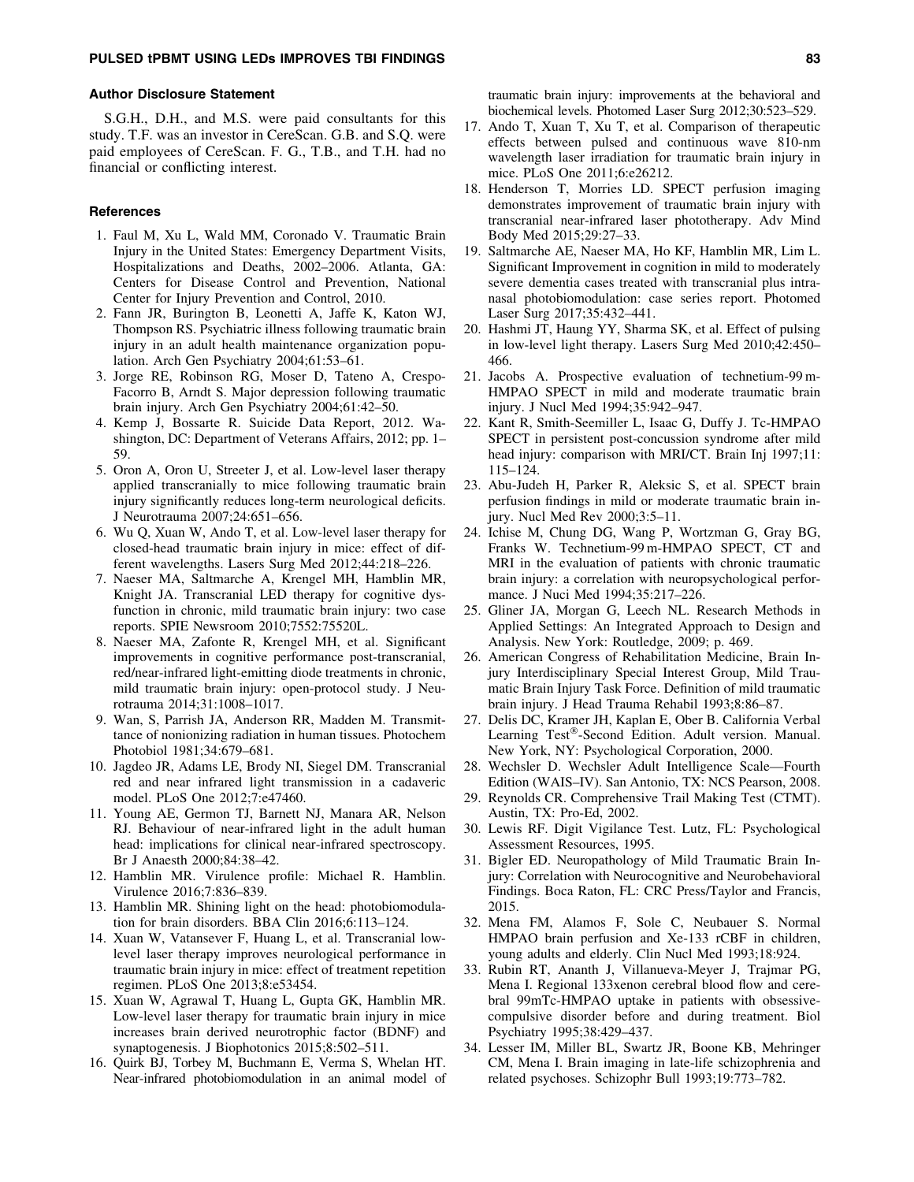## Author Disclosure Statement

S.G.H., D.H., and M.S. were paid consultants for this study. T.F. was an investor in CereScan. G.B. and S.Q. were paid employees of CereScan. F. G., T.B., and T.H. had no financial or conflicting interest.

## References

1. Faul M, Xu L, Wald MM, Coronado V. Traumatic Brain Injury in the United States: Emergency Department Visits, Hospitalizations and Deaths, 2002–2006. Atlanta, GA: Centers for Disease Control and Prevention, National Center for Injury Prevention and Control, 2010.
2. Fann JR, Burington B, Leonetti A, Jaffe K, Katon WJ, Thompson RS. Psychiatric illness following traumatic brain injury in an adult health maintenance organization population. Arch Gen Psychiatry 2004;61:53–61.
3. Jorge RE, Robinson RG, Moser D, Tateno A, Crespo-Facorro B, Arndt S. Major depression following traumatic brain injury. Arch Gen Psychiatry 2004;61:42–50.
4. Kemp J, Bossarte R. Suicide Data Report, 2012. Washington, DC: Department of Veterans Affairs, 2012; pp. 1–59.
5. Oron A, Oron U, Streeter J, et al. Low-level laser therapy applied transcranially to mice following traumatic brain injury significantly reduces long-term neurological deficits. J Neurotrauma 2007;24:651–656.
6. Wu Q, Xuan W, Ando T, et al. Low-level laser therapy for closed-head traumatic brain injury in mice: effect of different wavelengths. Lasers Surg Med 2012;44:218–226.
7. Naeser MA, Saltmarche A, Krengel MH, Hamblin MR, Knight JA. Transcranial LED therapy for cognitive dysfunction in chronic, mild traumatic brain injury: two case reports. SPIE Newsroom 2010;7552:75520L.
8. Naeser MA, Zafonte R, Krengel MH, et al. Significant improvements in cognitive performance post-transcranial, red/near-infrared light-emitting diode treatments in chronic, mild traumatic brain injury: open-protocol study. J Neurotrauma 2014;31:1008–1017.
9. Wan, S, Parrish JA, Anderson RR, Madden M. Transmittance of nonionizing radiation in human tissues. Photochem Photobiol 1981;34:679–681.
10. Jagdeo JR, Adams LE, Brody NI, Siegel DM. Transcranial red and near infrared light transmission in a cadaveric model. PLoS One 2012;7:e47460.
11. Young AE, Germon TJ, Barnett NJ, Manara AR, Nelson RJ. Behaviour of near-infrared light in the adult human head: implications for clinical near-infrared spectroscopy. Br J Anaesth 2000;84:38–42.
12. Hamblin MR. Virulence profile: Michael R. Hamblin. Virulence 2016;7:836–839.
13. Hamblin MR. Shining light on the head: photobiomodulation for brain disorders. BBA Clin 2016;6:113–124.
14. Xuan W, Vatansever F, Huang L, et al. Transcranial low-level laser therapy improves neurological performance in traumatic brain injury in mice: effect of treatment repetition regimen. PLoS One 2013;8:e53454.
15. Xuan W, Agrawal T, Huang L, Gupta GK, Hamblin MR. Low-level laser therapy for traumatic brain injury in mice increases brain derived neurotrophic factor (BDNF) and synaptogenesis. J Biophotonics 2015;8:502–511.
16. Quirk BJ, Torbey M, Buchmann E, Verma S, Whelan HT. Near-infrared photobiomodulation in an animal model of traumatic brain injury: improvements at the behavioral and biochemical levels. Photomed Laser Surg 2012;30:523–529.
17. Ando T, Xuan T, Xu T, et al. Comparison of therapeutic effects between pulsed and continuous wave 810-nm wavelength laser irradiation for traumatic brain injury in mice. PLoS One 2011;6:e26212.
18. Henderson T, Morries LD. SPECT perfusion imaging demonstrates improvement of traumatic brain injury with transcranial near-infrared laser phototherapy. Adv Mind Body Med 2015;29:27–33.
19. Saltmarche AE, Naeser MA, Ho KF, Hamblin MR, Lim L. Significant Improvement in cognition in mild to moderately severe dementia cases treated with transcranial plus intranasal photobiomodulation: case series report. Photomed Laser Surg 2017;35:432–441.
20. Hashmi JT, Haung YY, Sharma SK, et al. Effect of pulsing in low-level light therapy. Lasers Surg Med 2010;42:450–466.
21. Jacobs A. Prospective evaluation of technetium-99 m-HMPAO SPECT in mild and moderate traumatic brain injury. J Nucl Med 1994;35:942–947.
22. Kant R, Smith-Seemiller L, Isaac G, Duffy J. Tc-HMPAO SPECT in persistent post-concussion syndrome after mild head injury: comparison with MRI/CT. Brain Inj 1997;11:115–124.
23. Abu-Judeh H, Parker R, Aleksic S, et al. SPECT brain perfusion findings in mild or moderate traumatic brain injury. Nucl Med Rev 2000;3:5–11.
24. Ichise M, Chung DG, Wang P, Wortzman G, Gray BG, Franks W. Technetium-99 m-HMPAO SPECT, CT and MRI in the evaluation of patients with chronic traumatic brain injury: a correlation with neuropsychological performance. J Nuci Med 1994;35:217–226.
25. Gliner JA, Morgan G, Leech NL. Research Methods in Applied Settings: An Integrated Approach to Design and Analysis. New York: Routledge, 2009; p. 469.
26. American Congress of Rehabilitation Medicine, Brain Injury Interdisciplinary Special Interest Group, Mild Traumatic Brain Injury Task Force. Definition of mild traumatic brain injury. J Head Trauma Rehabil 1993;8:86–87.
27. Delis DC, Kramer JH, Kaplan E, Ober B. California Verbal Learning Test®-Second Edition. Adult version. Manual. New York, NY: Psychological Corporation, 2000.
28. Wechsler D. Wechsler Adult Intelligence Scale—Fourth Edition (WAIS–IV). San Antonio, TX: NCS Pearson, 2008.
29. Reynolds CR. Comprehensive Trail Making Test (CTMT). Austin, TX: Pro-Ed, 2002.
30. Lewis RF. Digit Vigilance Test. Lutz, FL: Psychological Assessment Resources, 1995.
31. Bigler ED. Neuropathology of Mild Traumatic Brain Injury: Correlation with Neurocognitive and Neurobehavioral Findings. Boca Raton, FL: CRC Press/Taylor and Francis, 2015.
32. Mena FM, Alamos F, Sole C, Neubauer S. Normal HMPAO brain perfusion and Xe-133 rCBF in children, young adults and elderly. Clin Nucl Med 1993;18:924.
33. Rubin RT, Ananth J, Villanueva-Meyer J, Trajmar PG, Mena I. Regional 133xenon cerebral blood flow and cerebral 99mTc-HMPAO uptake in patients with obsessive-compulsive disorder before and during treatment. Biol Psychiatry 1995;38:429–437.
34. Lesser IM, Miller BL, Swartz JR, Boone KB, Mehringer CM, Mena I. Brain imaging in late-life schizophrenia and related psychoses. Schizophr Bull 1993;19:773–782.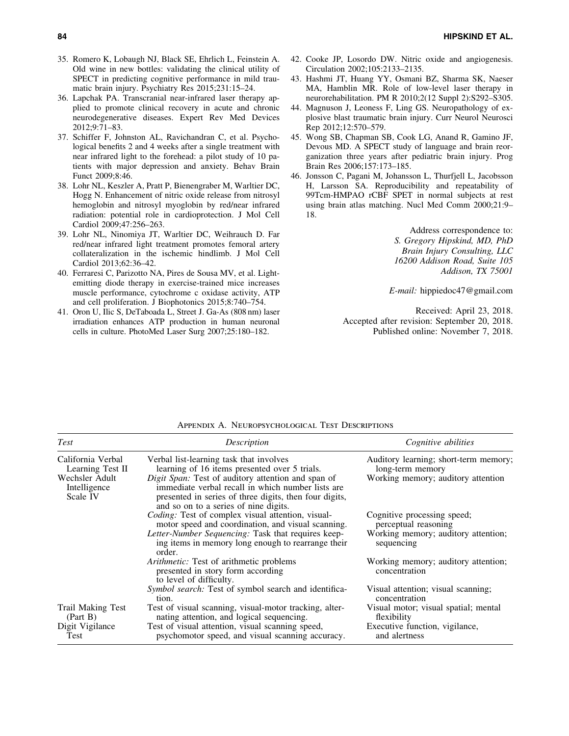35. Romero K, Lobaugh NJ, Black SE, Ehrlich L, Feinstein A. Old wine in new bottles: validating the clinical utility of SPECT in predicting cognitive performance in mild traumatic brain injury. Psychiatry Res 2015;231:15–24.
36. Lapchak PA. Transcranial near-infrared laser therapy applied to promote clinical recovery in acute and chronic neurodegenerative diseases. Expert Rev Med Devices 2012;9:71–83.
37. Schiffer F, Johnston AL, Ravichandran C, et al. Psychological benefits 2 and 4 weeks after a single treatment with near infrared light to the forehead: a pilot study of 10 patients with major depression and anxiety. Behav Brain Funct 2009;8:46.
38. Lohr NL, Keszler A, Pratt P, Bienengraber M, Warltier DC, Hogg N. Enhancement of nitric oxide release from nitrosyl hemoglobin and nitrosyl myoglobin by red/near infrared radiation: potential role in cardioprotection. J Mol Cell Cardiol 2009;47:256–263.
39. Lohr NL, Ninomiya JT, Warltier DC, Weihrauch D. Far red/near infrared light treatment promotes femoral artery collateralization in the ischemic hindlimb. J Mol Cell Cardiol 2013;62:36–42.
40. Ferraresi C, Parizotto NA, Pires de Sousa MV, et al. Light-emitting diode therapy in exercise-trained mice increases muscle performance, cytochrome c oxidase activity, ATP and cell proliferation. J Biophotonics 2015;8:740–754.
41. Oron U, Ilic S, DeTaboada L, Street J. Ga-As (808 nm) laser irradiation enhances ATP production in human neuronal cells in culture. PhotoMed Laser Surg 2007;25:180–182.
42. Cooke JP, Losordo DW. Nitric oxide and angiogenesis. Circulation 2002;105:2133–2135.
43. Hashmi JT, Huang YY, Osmani BZ, Sharma SK, Naeser MA, Hamblin MR. Role of low-level laser therapy in neurorehabilitation. PM R 2010;2(12 Suppl 2):S292–S305.
44. Magnuson J, Leoness F, Ling GS. Neuropathology of explosive blast traumatic brain injury. Curr Neurol Neurosci Rep 2012;12:570–579.
45. Wong SB, Chapman SB, Cook LG, Anand R, Gamino JF, Devous MD. A SPECT study of language and brain reorganization three years after pediatric brain injury. Prog Brain Res 2006;157:173–185.
46. Jonsson C, Pagani M, Johansson L, Thurfjell L, Jacobsson H, Larsson SA. Reproducibility and repeatability of 99Tcm-HMPAO rCBF SPET in normal subjects at rest using brain atlas matching. Nucl Med Comm 2000;21:9–18.

Address correspondence to:
*S. Gregory Hipskind, MD, PhD*
*Brain Injury Consulting, LLC*
*16200 Addison Road, Suite 105*
*Addison, TX 75001*

*E-mail:* hippiedoc47@gmail.com

Received: April 23, 2018.
Accepted after revision: September 20, 2018.
Published online: November 7, 2018.

Appendix A. Neuropsychological Test Descriptions

| *Test* | *Description* | *Cognitive abilities* |
|---|---|---|
| California Verbal Learning Test II | Verbal list-learning task that involves learning of 16 items presented over 5 trials. | Auditory learning; short-term memory; long-term memory |
| Wechsler Adult Intelligence Scale IV | *Digit Span:* Test of auditory attention and span of immediate verbal recall in which number lists are presented in series of three digits, then four digits, and so on to a series of nine digits. | Working memory; auditory attention |
| | *Coding:* Test of complex visual attention, visual-motor speed and coordination, and visual scanning. | Cognitive processing speed; perceptual reasoning |
| | *Letter-Number Sequencing:* Task that requires keeping items in memory long enough to rearrange their order. | Working memory; auditory attention; sequencing |
| | *Arithmetic:* Test of arithmetic problems presented in story form according to level of difficulty. | Working memory; auditory attention; concentration |
| | *Symbol search:* Test of symbol search and identification. | Visual attention; visual scanning; concentration |
| Trail Making Test (Part B) | Test of visual scanning, visual-motor tracking, alternating attention, and logical sequencing. | Visual motor; visual spatial; mental flexibility |
| Digit Vigilance Test | Test of visual attention, visual scanning speed, psychomotor speed, and visual scanning accuracy. | Executive function, vigilance, and alertness |